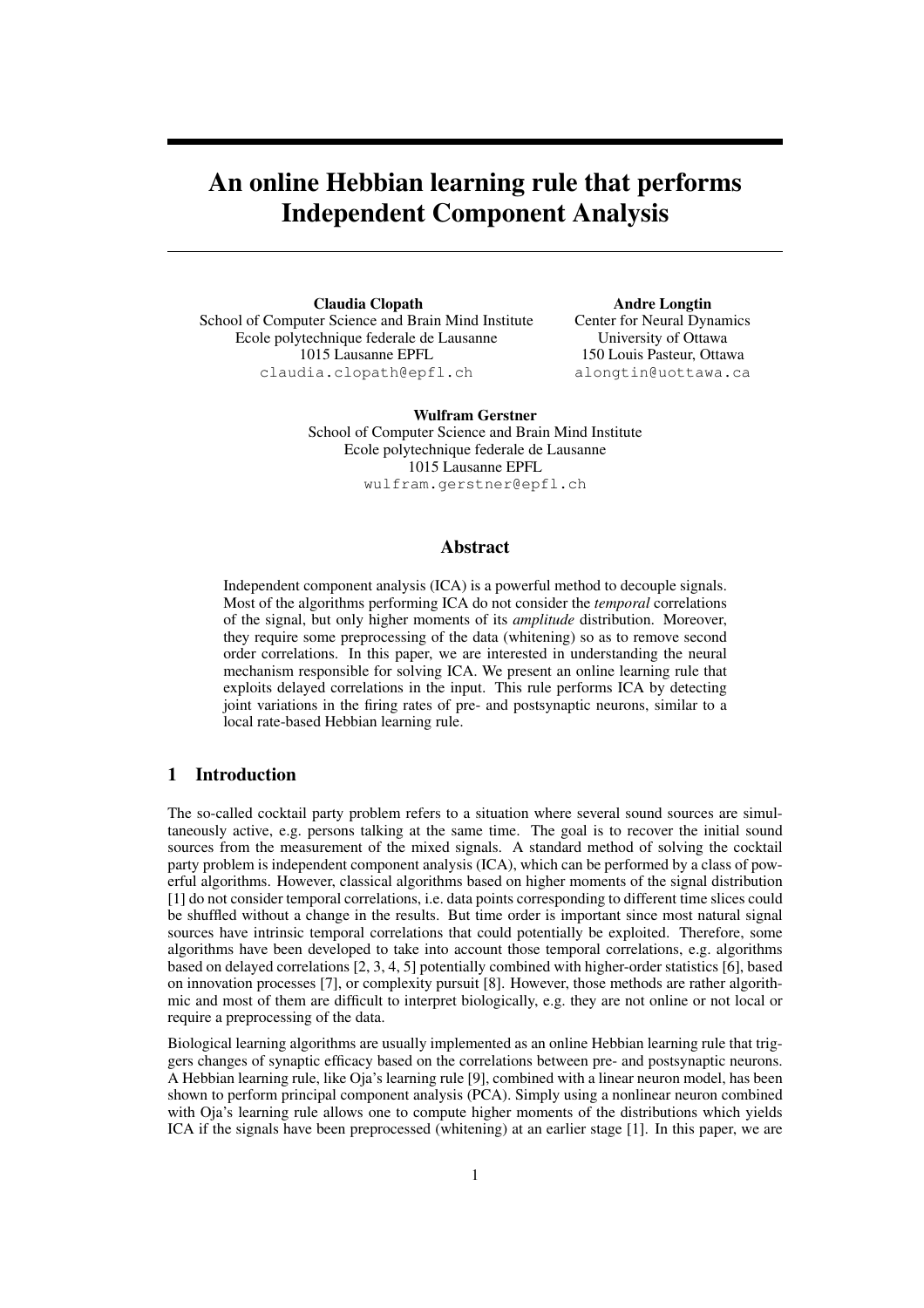# An online Hebbian learning rule that performs Independent Component Analysis

**Claudia Clopath**
School of Computer Science and Brain Mind Institute
Ecole polytechnique federale de Lausanne
1015 Lausanne EPFL
claudia.clopath@epfl.ch

**Andre Longtin**
Center for Neural Dynamics
University of Ottawa
150 Louis Pasteur, Ottawa
alongtin@uottawa.ca

**Wulfram Gerstner**
School of Computer Science and Brain Mind Institute
Ecole polytechnique federale de Lausanne
1015 Lausanne EPFL
wulfram.gerstner@epfl.ch

## Abstract

Independent component analysis (ICA) is a powerful method to decouple signals. Most of the algorithms performing ICA do not consider the *temporal* correlations of the signal, but only higher moments of its *amplitude* distribution. Moreover, they require some preprocessing of the data (whitening) so as to remove second order correlations. In this paper, we are interested in understanding the neural mechanism responsible for solving ICA. We present an online learning rule that exploits delayed correlations in the input. This rule performs ICA by detecting joint variations in the firing rates of pre- and postsynaptic neurons, similar to a local rate-based Hebbian learning rule.

## 1 Introduction

The so-called cocktail party problem refers to a situation where several sound sources are simultaneously active, e.g. persons talking at the same time. The goal is to recover the initial sound sources from the measurement of the mixed signals. A standard method of solving the cocktail party problem is independent component analysis (ICA), which can be performed by a class of powerful algorithms. However, classical algorithms based on higher moments of the signal distribution [1] do not consider temporal correlations, i.e. data points corresponding to different time slices could be shuffled without a change in the results. But time order is important since most natural signal sources have intrinsic temporal correlations that could potentially be exploited. Therefore, some algorithms have been developed to take into account those temporal correlations, e.g. algorithms based on delayed correlations [2, 3, 4, 5] potentially combined with higher-order statistics [6], based on innovation processes [7], or complexity pursuit [8]. However, those methods are rather algorithmic and most of them are difficult to interpret biologically, e.g. they are not online or not local or require a preprocessing of the data.

Biological learning algorithms are usually implemented as an online Hebbian learning rule that triggers changes of synaptic efficacy based on the correlations between pre- and postsynaptic neurons. A Hebbian learning rule, like Oja's learning rule [9], combined with a linear neuron model, has been shown to perform principal component analysis (PCA). Simply using a nonlinear neuron combined with Oja's learning rule allows one to compute higher moments of the distributions which yields ICA if the signals have been preprocessed (whitening) at an earlier stage [1]. In this paper, we are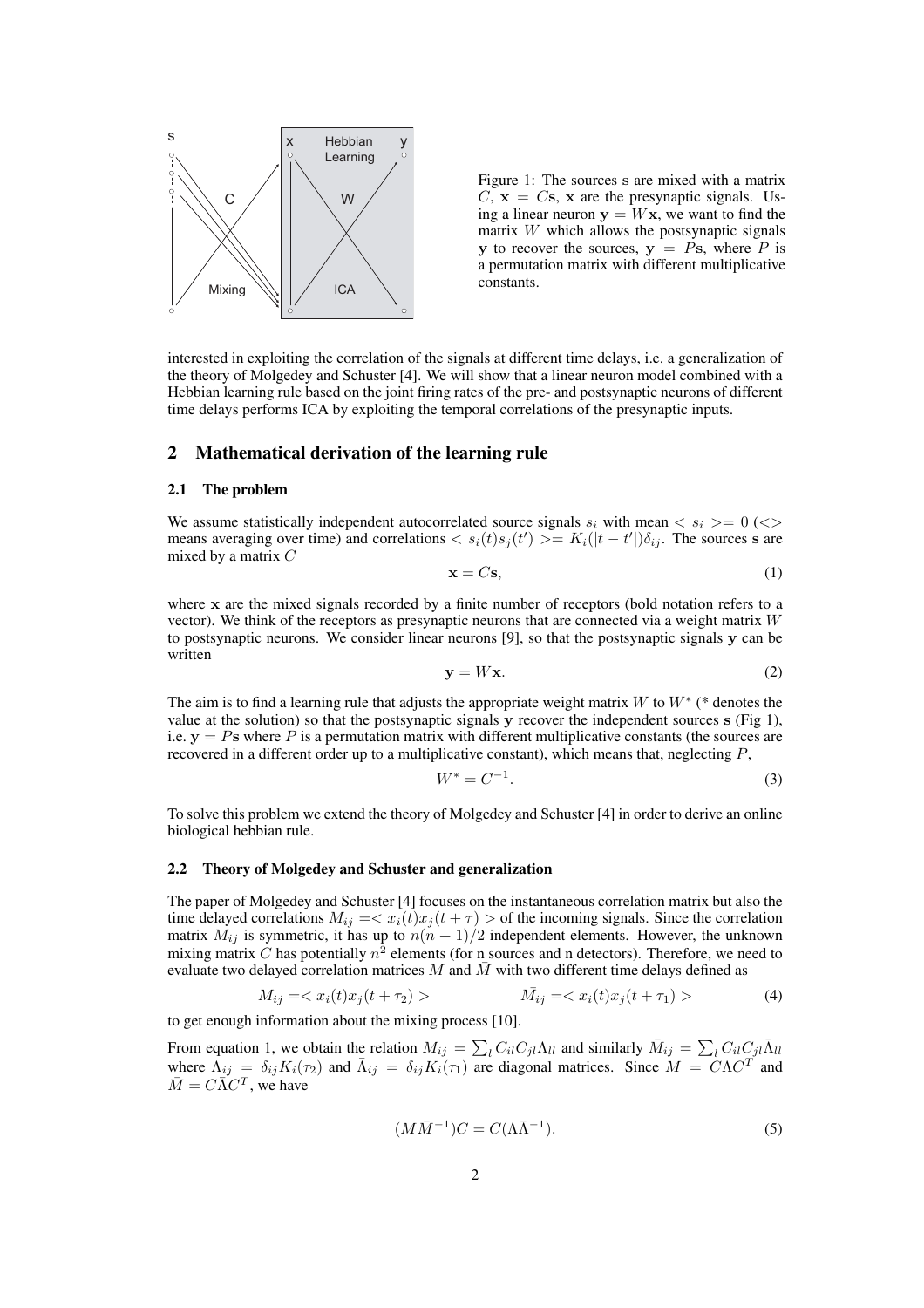Figure 1: The sources $\mathbf{s}$ are mixed with a matrix $C$, $\mathbf{x} = C\mathbf{s}$, $\mathbf{x}$ are the presynaptic signals. Using a linear neuron $\mathbf{y} = W\mathbf{x}$, we want to find the matrix $W$ which allows the postsynaptic signals $\mathbf{y}$ to recover the sources, $\mathbf{y} = P\mathbf{s}$, where $P$ is a permutation matrix with different multiplicative constants.

interested in exploiting the correlation of the signals at different time delays, i.e. a generalization of the theory of Molgedey and Schuster [4]. We will show that a linear neuron model combined with a Hebbian learning rule based on the joint firing rates of the pre- and postsynaptic neurons of different time delays performs ICA by exploiting the temporal correlations of the presynaptic inputs.

## 2 Mathematical derivation of the learning rule

### 2.1 The problem

We assume statistically independent autocorrelated source signals $s_i$ with mean $< s_i >= 0$ ($<>$ means averaging over time) and correlations $< s_i(t)s_j(t') >= K_i(|t - t'|)\delta_{ij}$. The sources $\mathbf{s}$ are mixed by a matrix $C$

$$\mathbf{x} = C\mathbf{s}, \tag{1}$$

where $\mathbf{x}$ are the mixed signals recorded by a finite number of receptors (bold notation refers to a vector). We think of the receptors as presynaptic neurons that are connected via a weight matrix $W$ to postsynaptic neurons. We consider linear neurons [9], so that the postsynaptic signals $\mathbf{y}$ can be written

$$\mathbf{y} = W\mathbf{x}. \tag{2}$$

The aim is to find a learning rule that adjusts the appropriate weight matrix $W$ to $W^*$ (* denotes the value at the solution) so that the postsynaptic signals $\mathbf{y}$ recover the independent sources $\mathbf{s}$ (Fig 1), i.e. $\mathbf{y} = P\mathbf{s}$ where $P$ is a permutation matrix with different multiplicative constants (the sources are recovered in a different order up to a multiplicative constant), which means that, neglecting $P$,

$$W^* = C^{-1}. \tag{3}$$

To solve this problem we extend the theory of Molgedey and Schuster [4] in order to derive an online biological hebbian rule.

### 2.2 Theory of Molgedey and Schuster and generalization

The paper of Molgedey and Schuster [4] focuses on the instantaneous correlation matrix but also the time delayed correlations $M_{ij} =< x_i(t)x_j(t + \tau) >$ of the incoming signals. Since the correlation matrix $M_{ij}$ is symmetric, it has up to $n(n + 1)/2$ independent elements. However, the unknown mixing matrix $C$ has potentially $n^2$ elements (for n sources and n detectors). Therefore, we need to evaluate two delayed correlation matrices $M$ and $\bar{M}$ with two different time delays defined as

$$M_{ij} =< x_i(t)x_j(t + \tau_2) > \qquad \bar{M}_{ij} =< x_i(t)x_j(t + \tau_1) > \tag{4}$$

to get enough information about the mixing process [10].

From equation 1, we obtain the relation $M_{ij} = \sum_l C_{il}C_{jl}\Lambda_{ll}$ and similarly $\bar{M}_{ij} = \sum_l C_{il}C_{jl}\bar{\Lambda}_{ll}$ where $\Lambda_{ij} = \delta_{ij}K_i(\tau_2)$ and $\bar{\Lambda}_{ij} = \delta_{ij}K_i(\tau_1)$ are diagonal matrices. Since $M = C\Lambda C^T$ and $\bar{M} = C\bar{\Lambda}C^T$, we have

$$(M\bar{M}^{-1})C = C(\Lambda\bar{\Lambda}^{-1}). \tag{5}$$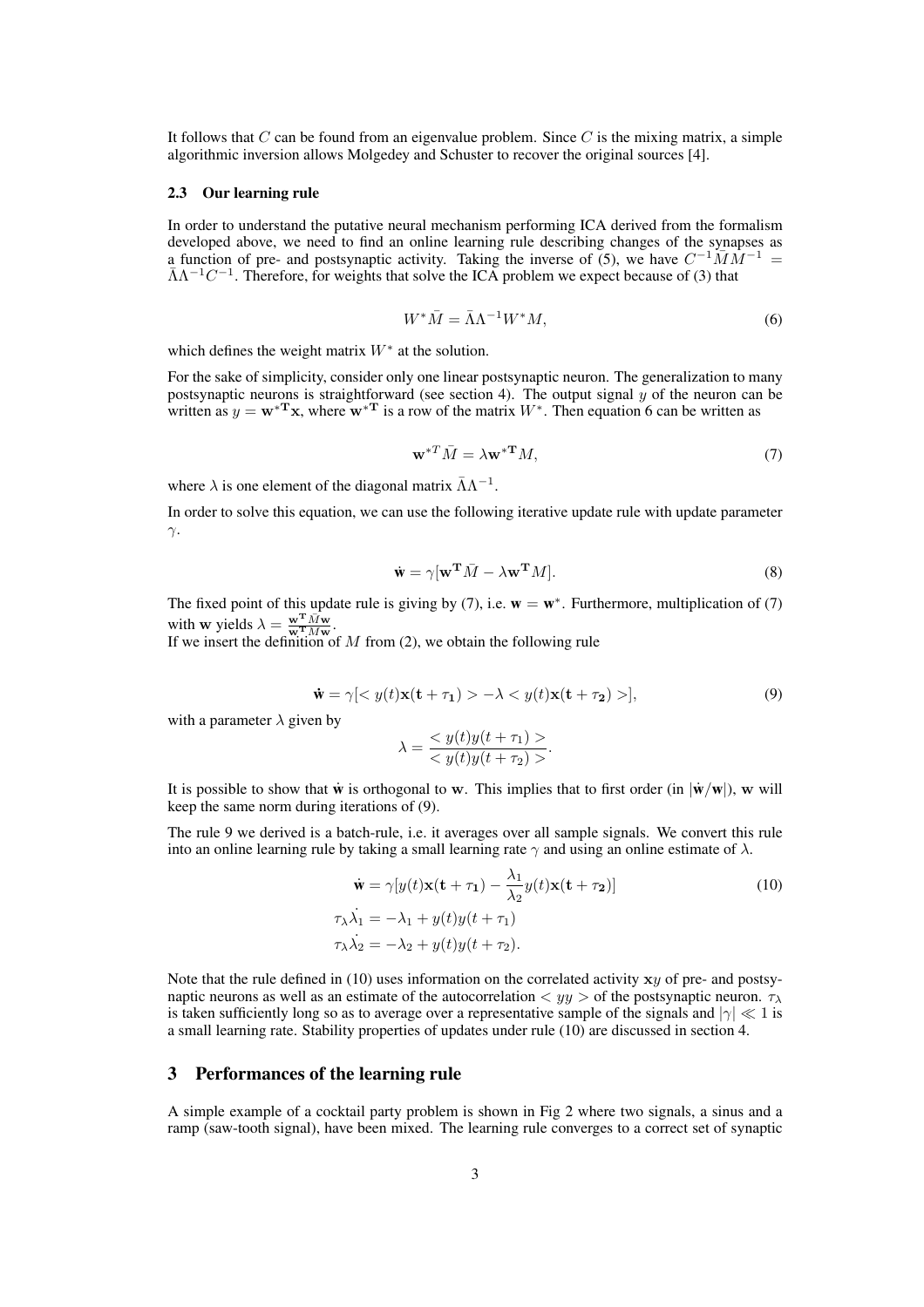It follows that $C$ can be found from an eigenvalue problem. Since $C$ is the mixing matrix, a simple algorithmic inversion allows Molgedey and Schuster to recover the original sources [4].

### 2.3 Our learning rule

In order to understand the putative neural mechanism performing ICA derived from the formalism developed above, we need to find an online learning rule describing changes of the synapses as a function of pre- and postsynaptic activity. Taking the inverse of (5), we have $C^{-1}\bar{M}M^{-1} = \bar{\Lambda}\Lambda^{-1}C^{-1}$. Therefore, for weights that solve the ICA problem we expect because of (3) that

$$W^*\bar{M} = \bar{\Lambda}\Lambda^{-1}W^*M, \tag{6}$$

which defines the weight matrix $W^*$ at the solution.

For the sake of simplicity, consider only one linear postsynaptic neuron. The generalization to many postsynaptic neurons is straightforward (see section 4). The output signal $y$ of the neuron can be written as $y = \mathbf{w}^{*\mathbf{T}}\mathbf{x}$, where $\mathbf{w}^{*\mathbf{T}}$ is a row of the matrix $W^*$. Then equation 6 can be written as

$$\mathbf{w}^{*T}\bar{M} = \lambda \mathbf{w}^{*\mathbf{T}}M, \tag{7}$$

where $\lambda$ is one element of the diagonal matrix $\bar{\Lambda}\Lambda^{-1}$.

In order to solve this equation, we can use the following iterative update rule with update parameter $\gamma$.

$$\dot{\mathbf{w}} = \gamma[\mathbf{w}^{\mathbf{T}}\bar{M} - \lambda \mathbf{w}^{\mathbf{T}}M]. \tag{8}$$

The fixed point of this update rule is giving by (7), i.e. $\mathbf{w} = \mathbf{w}^*$. Furthermore, multiplication of (7) with $\mathbf{w}$ yields $\lambda = \frac{\mathbf{w}^{\mathbf{T}}\bar{M}\mathbf{w}}{\mathbf{w}^{\mathbf{T}}M\mathbf{w}}$.
If we insert the definition of $M$ from (2), we obtain the following rule

$$\dot{\mathbf{w}} = \gamma[< y(t)\mathbf{x}(\mathbf{t}+\tau_\mathbf{1}) > -\lambda < y(t)\mathbf{x}(\mathbf{t}+\tau_\mathbf{2}) >], \tag{9}$$

with a parameter $\lambda$ given by

$$\lambda = \frac{< y(t)y(t+\tau_1) >}{< y(t)y(t+\tau_2) >}.$$

It is possible to show that $\dot{\mathbf{w}}$ is orthogonal to $\mathbf{w}$. This implies that to first order (in $|\dot{\mathbf{w}}/\mathbf{w}|$), $\mathbf{w}$ will keep the same norm during iterations of (9).

The rule 9 we derived is a batch-rule, i.e. it averages over all sample signals. We convert this rule into an online learning rule by taking a small learning rate $\gamma$ and using an online estimate of $\lambda$.

$$\begin{aligned}
\dot{\mathbf{w}} &= \gamma[y(t)\mathbf{x}(\mathbf{t}+\tau_\mathbf{1}) - \frac{\lambda_1}{\lambda_2}y(t)\mathbf{x}(\mathbf{t}+\tau_\mathbf{2})] \\
\tau_\lambda\dot{\lambda_1} &= -\lambda_1 + y(t)y(t+\tau_1) \\
\tau_\lambda\dot{\lambda_2} &= -\lambda_2 + y(t)y(t+\tau_2).
\end{aligned} \tag{10}$$

Note that the rule defined in (10) uses information on the correlated activity $\mathbf{x}y$ of pre- and postsynaptic neurons as well as an estimate of the autocorrelation $< yy >$ of the postsynaptic neuron. $\tau_\lambda$ is taken sufficiently long so as to average over a representative sample of the signals and $|\gamma| \ll 1$ is a small learning rate. Stability properties of updates under rule (10) are discussed in section 4.

## 3 Performances of the learning rule

A simple example of a cocktail party problem is shown in Fig 2 where two signals, a sinus and a ramp (saw-tooth signal), have been mixed. The learning rule converges to a correct set of synaptic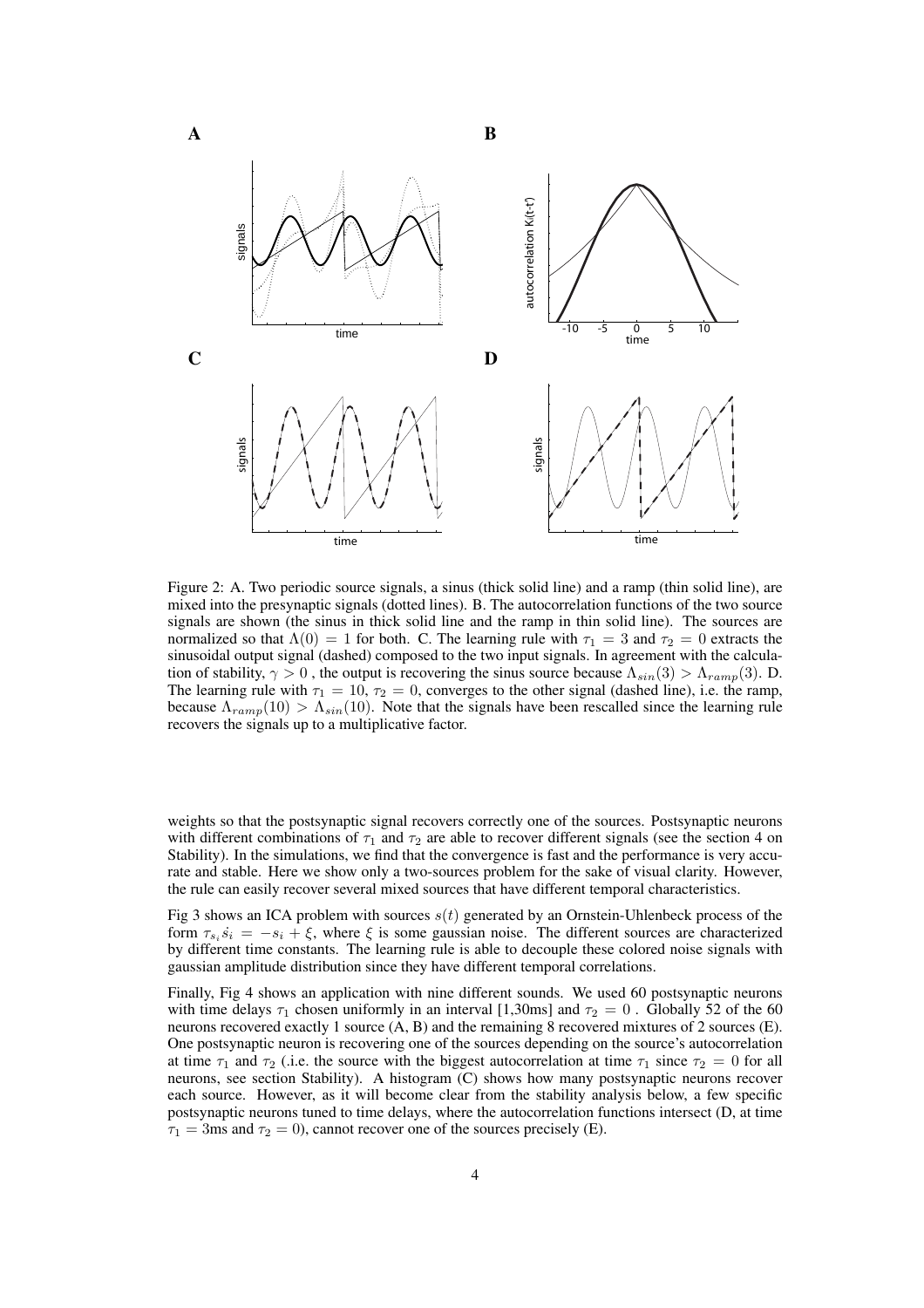Figure 2: A. Two periodic source signals, a sinus (thick solid line) and a ramp (thin solid line), are mixed into the presynaptic signals (dotted lines). B. The autocorrelation functions of the two source signals are shown (the sinus in thick solid line and the ramp in thin solid line). The sources are normalized so that $\Lambda(0) = 1$ for both. C. The learning rule with $\tau_1 = 3$ and $\tau_2 = 0$ extracts the sinusoidal output signal (dashed) composed to the two input signals. In agreement with the calculation of stability, $\gamma > 0$ , the output is recovering the sinus source because $\Lambda_{sin}(3) > \Lambda_{ramp}(3)$. D. The learning rule with $\tau_1 = 10$, $\tau_2 = 0$, converges to the other signal (dashed line), i.e. the ramp, because $\Lambda_{ramp}(10) > \Lambda_{sin}(10)$. Note that the signals have been rescalled since the learning rule recovers the signals up to a multiplicative factor.

weights so that the postsynaptic signal recovers correctly one of the sources. Postsynaptic neurons with different combinations of $\tau_1$ and $\tau_2$ are able to recover different signals (see the section 4 on Stability). In the simulations, we find that the convergence is fast and the performance is very accurate and stable. Here we show only a two-sources problem for the sake of visual clarity. However, the rule can easily recover several mixed sources that have different temporal characteristics.

Fig 3 shows an ICA problem with sources $s(t)$ generated by an Ornstein-Uhlenbeck process of the form $\tau_{s_i}\dot{s}_i = -s_i + \xi$, where $\xi$ is some gaussian noise. The different sources are characterized by different time constants. The learning rule is able to decouple these colored noise signals with gaussian amplitude distribution since they have different temporal correlations.

Finally, Fig 4 shows an application with nine different sounds. We used 60 postsynaptic neurons with time delays $\tau_1$ chosen uniformly in an interval [1,30ms] and $\tau_2 = 0$ . Globally 52 of the 60 neurons recovered exactly 1 source (A, B) and the remaining 8 recovered mixtures of 2 sources (E). One postsynaptic neuron is recovering one of the sources depending on the source's autocorrelation at time $\tau_1$ and $\tau_2$ (.i.e. the source with the biggest autocorrelation at time $\tau_1$ since $\tau_2 = 0$ for all neurons, see section Stability). A histogram (C) shows how many postsynaptic neurons recover each source. However, as it will become clear from the stability analysis below, a few specific postsynaptic neurons tuned to time delays, where the autocorrelation functions intersect (D, at time $\tau_1 = 3$ms and $\tau_2 = 0$), cannot recover one of the sources precisely (E).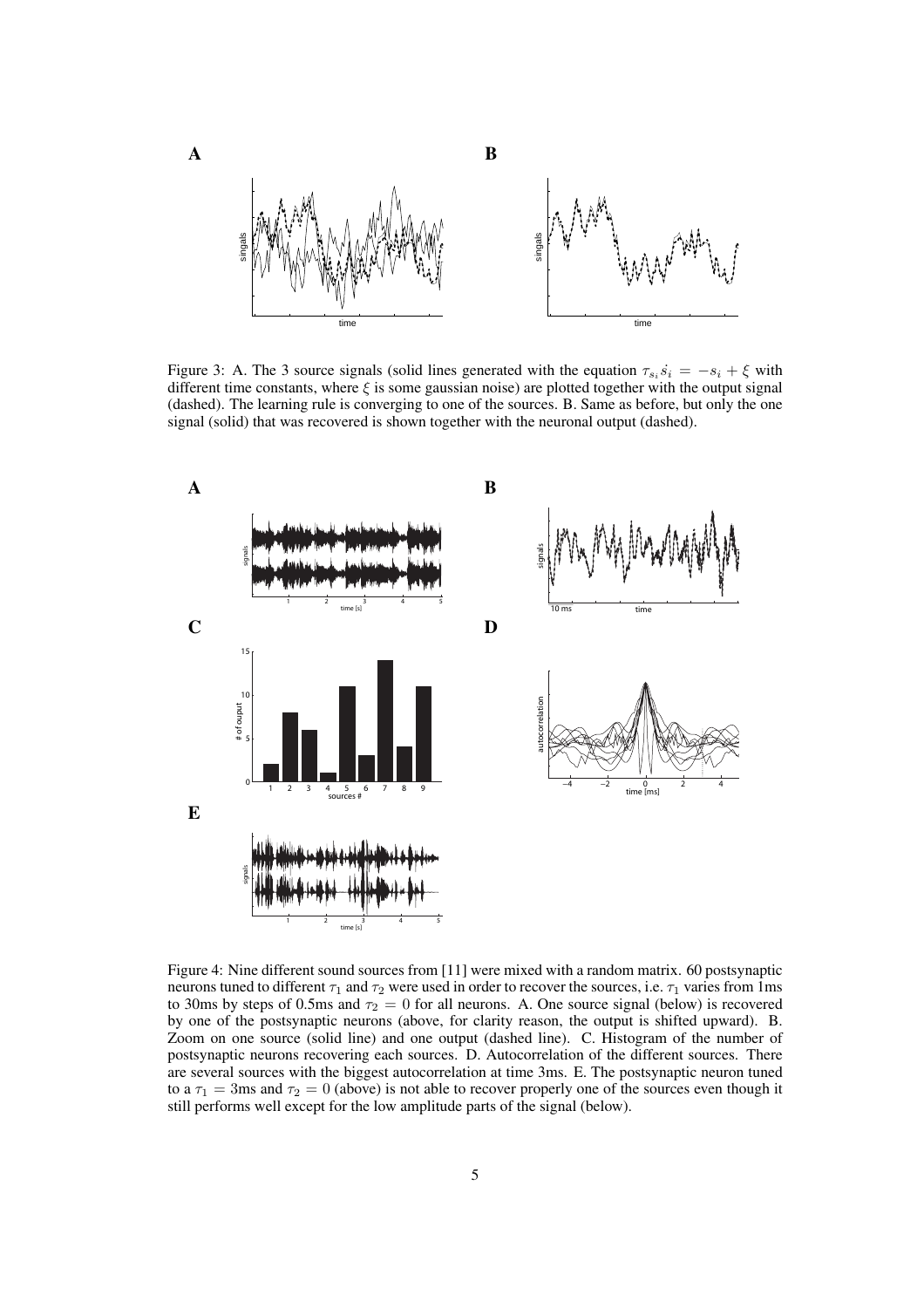Figure 3: A. The 3 source signals (solid lines generated with the equation $\tau_{s_i}\dot{s_i} = -s_i + \xi$ with different time constants, where $\xi$ is some gaussian noise) are plotted together with the output signal (dashed). The learning rule is converging to one of the sources. B. Same as before, but only the one signal (solid) that was recovered is shown together with the neuronal output (dashed).

Figure 4: Nine different sound sources from [11] were mixed with a random matrix. 60 postsynaptic neurons tuned to different $\tau_1$ and $\tau_2$ were used in order to recover the sources, i.e. $\tau_1$ varies from 1ms to 30ms by steps of 0.5ms and $\tau_2 = 0$ for all neurons. A. One source signal (below) is recovered by one of the postsynaptic neurons (above, for clarity reason, the output is shifted upward). B. Zoom on one source (solid line) and one output (dashed line). C. Histogram of the number of postsynaptic neurons recovering each sources. D. Autocorrelation of the different sources. There are several sources with the biggest autocorrelation at time 3ms. E. The postsynaptic neuron tuned to a $\tau_1 = 3$ms and $\tau_2 = 0$ (above) is not able to recover properly one of the sources even though it still performs well except for the low amplitude parts of the signal (below).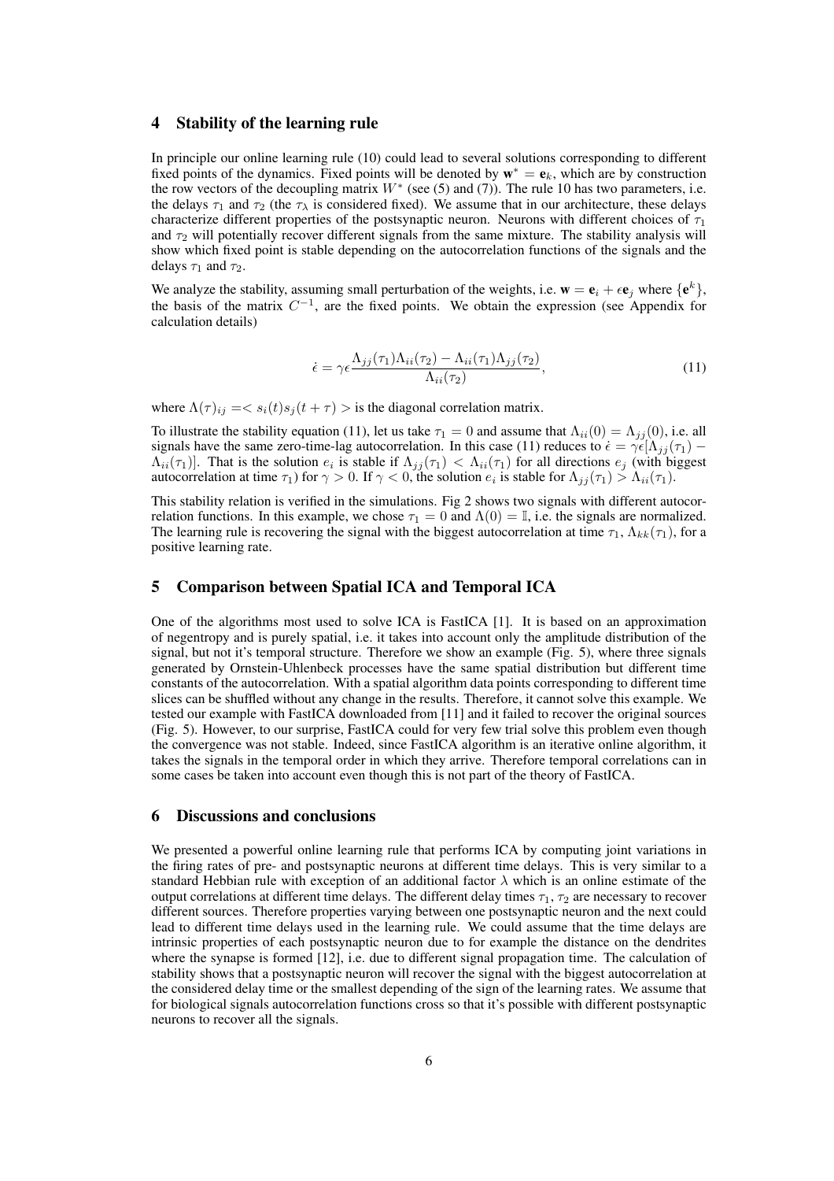## 4 Stability of the learning rule

In principle our online learning rule (10) could lead to several solutions corresponding to different fixed points of the dynamics. Fixed points will be denoted by $\mathbf{w}^* = \mathbf{e}_k$, which are by construction the row vectors of the decoupling matrix $W^*$ (see (5) and (7)). The rule 10 has two parameters, i.e. the delays $\tau_1$ and $\tau_2$ (the $\tau_\lambda$ is considered fixed). We assume that in our architecture, these delays characterize different properties of the postsynaptic neuron. Neurons with different choices of $\tau_1$ and $\tau_2$ will potentially recover different signals from the same mixture. The stability analysis will show which fixed point is stable depending on the autocorrelation functions of the signals and the delays $\tau_1$ and $\tau_2$.

We analyze the stability, assuming small perturbation of the weights, i.e. $\mathbf{w} = \mathbf{e}_i + \epsilon \mathbf{e}_j$ where $\{\mathbf{e}^k\}$, the basis of the matrix $C^{-1}$, are the fixed points. We obtain the expression (see Appendix for calculation details)

$$\dot{\epsilon} = \gamma \epsilon \frac{\Lambda_{jj}(\tau_1)\Lambda_{ii}(\tau_2) - \Lambda_{ii}(\tau_1)\Lambda_{jj}(\tau_2)}{\Lambda_{ii}(\tau_2)}, \tag{11}$$

where $\Lambda(\tau)_{ij} = < s_i(t) s_j(t+\tau) >$ is the diagonal correlation matrix.

To illustrate the stability equation (11), let us take $\tau_1 = 0$ and assume that $\Lambda_{ii}(0) = \Lambda_{jj}(0)$, i.e. all signals have the same zero-time-lag autocorrelation. In this case (11) reduces to $\dot{\epsilon} = \gamma\epsilon[\Lambda_{jj}(\tau_1) - \Lambda_{ii}(\tau_1)]$. That is the solution $e_i$ is stable if $\Lambda_{jj}(\tau_1) < \Lambda_{ii}(\tau_1)$ for all directions $e_j$ (with biggest autocorrelation at time $\tau_1$) for $\gamma > 0$. If $\gamma < 0$, the solution $e_i$ is stable for $\Lambda_{jj}(\tau_1) > \Lambda_{ii}(\tau_1)$.

This stability relation is verified in the simulations. Fig 2 shows two signals with different autocorrelation functions. In this example, we chose $\tau_1 = 0$ and $\Lambda(0) = \mathbb{I}$, i.e. the signals are normalized. The learning rule is recovering the signal with the biggest autocorrelation at time $\tau_1$, $\Lambda_{kk}(\tau_1)$, for a positive learning rate.

## 5 Comparison between Spatial ICA and Temporal ICA

One of the algorithms most used to solve ICA is FastICA [1]. It is based on an approximation of negentropy and is purely spatial, i.e. it takes into account only the amplitude distribution of the signal, but not it's temporal structure. Therefore we show an example (Fig. 5), where three signals generated by Ornstein-Uhlenbeck processes have the same spatial distribution but different time constants of the autocorrelation. With a spatial algorithm data points corresponding to different time slices can be shuffled without any change in the results. Therefore, it cannot solve this example. We tested our example with FastICA downloaded from [11] and it failed to recover the original sources (Fig. 5). However, to our surprise, FastICA could for very few trial solve this problem even though the convergence was not stable. Indeed, since FastICA algorithm is an iterative online algorithm, it takes the signals in the temporal order in which they arrive. Therefore temporal correlations can in some cases be taken into account even though this is not part of the theory of FastICA.

## 6 Discussions and conclusions

We presented a powerful online learning rule that performs ICA by computing joint variations in the firing rates of pre- and postsynaptic neurons at different time delays. This is very similar to a standard Hebbian rule with exception of an additional factor $\lambda$ which is an online estimate of the output correlations at different time delays. The different delay times $\tau_1$, $\tau_2$ are necessary to recover different sources. Therefore properties varying between one postsynaptic neuron and the next could lead to different time delays used in the learning rule. We could assume that the time delays are intrinsic properties of each postsynaptic neuron due to for example the distance on the dendrites where the synapse is formed [12], i.e. due to different signal propagation time. The calculation of stability shows that a postsynaptic neuron will recover the signal with the biggest autocorrelation at the considered delay time or the smallest depending of the sign of the learning rates. We assume that for biological signals autocorrelation functions cross so that it's possible with different postsynaptic neurons to recover all the signals.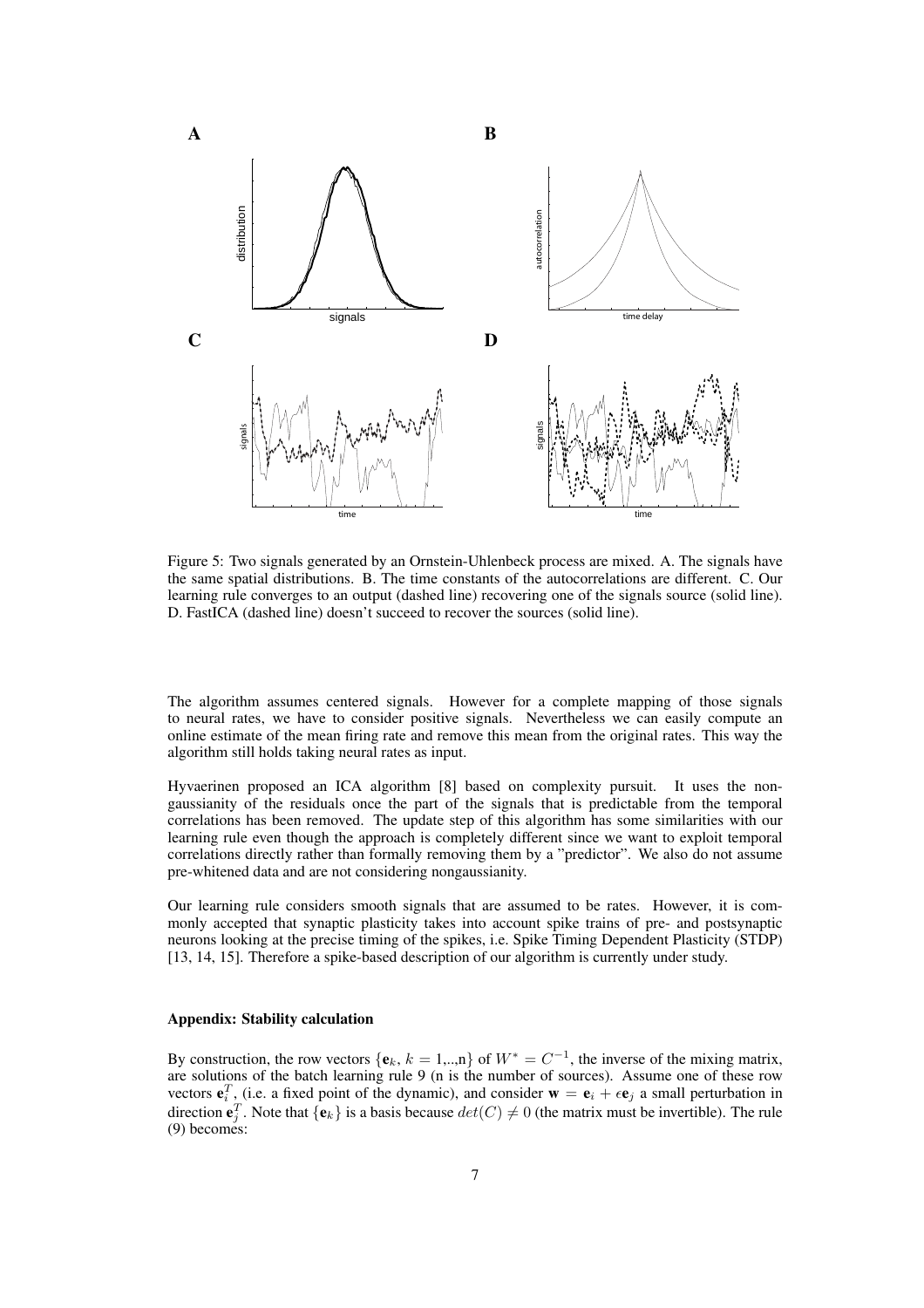Figure 5: Two signals generated by an Ornstein-Uhlenbeck process are mixed. A. The signals have the same spatial distributions. B. The time constants of the autocorrelations are different. C. Our learning rule converges to an output (dashed line) recovering one of the signals source (solid line). D. FastICA (dashed line) doesn't succeed to recover the sources (solid line).

The algorithm assumes centered signals. However for a complete mapping of those signals to neural rates, we have to consider positive signals. Nevertheless we can easily compute an online estimate of the mean firing rate and remove this mean from the original rates. This way the algorithm still holds taking neural rates as input.

Hyvaerinen proposed an ICA algorithm [8] based on complexity pursuit. It uses the non-gaussianity of the residuals once the part of the signals that is predictable from the temporal correlations has been removed. The update step of this algorithm has some similarities with our learning rule even though the approach is completely different since we want to exploit temporal correlations directly rather than formally removing them by a "predictor". We also do not assume pre-whitened data and are not considering nongaussianity.

Our learning rule considers smooth signals that are assumed to be rates. However, it is commonly accepted that synaptic plasticity takes into account spike trains of pre- and postsynaptic neurons looking at the precise timing of the spikes, i.e. Spike Timing Dependent Plasticity (STDP) [13, 14, 15]. Therefore a spike-based description of our algorithm is currently under study.

#### Appendix: Stability calculation

By construction, the row vectors $\{\mathbf{e}_k,\, k = 1,..,\mathrm{n}\}$ of $W^* = C^{-1}$, the inverse of the mixing matrix, are solutions of the batch learning rule 9 (n is the number of sources). Assume one of these row vectors $\mathbf{e}_i^T$, (i.e. a fixed point of the dynamic), and consider $\mathbf{w} = \mathbf{e}_i + \epsilon \mathbf{e}_j$ a small perturbation in direction $\mathbf{e}_j^T$. Note that $\{\mathbf{e}_k\}$ is a basis because $det(C) \neq 0$ (the matrix must be invertible). The rule (9) becomes: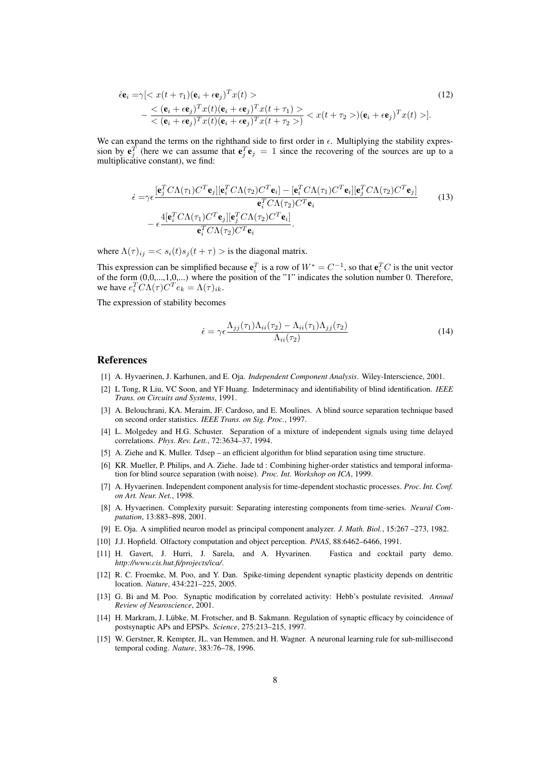$$
\begin{aligned}
\dot{\epsilon}\mathbf{e}_i =& \gamma[< x(t+\tau_1)(\mathbf{e}_i + \epsilon\mathbf{e}_j)^T x(t) > \\
&- \frac{< (\mathbf{e}_i + \epsilon\mathbf{e}_j)^T x(t)(\mathbf{e}_i + \epsilon\mathbf{e}_j)^T x(t+\tau_1) >}{< (\mathbf{e}_i + \epsilon\mathbf{e}_j)^T x(t)(\mathbf{e}_i + \epsilon\mathbf{e}_j)^T x(t+\tau_2) >)} < x(t+\tau_2 >)(\mathbf{e}_i + \epsilon\mathbf{e}_j)^T x(t) >].
\end{aligned} \tag{12}
$$

We can expand the terms on the righthand side to first order in $\epsilon$. Multiplying the stability expression by $\mathbf{e}_j^T$ (here we can assume that $\mathbf{e}_j^T\mathbf{e}_j = 1$ since the recovering of the sources are up to a multiplicative constant), we find:

$$
\begin{aligned}
\dot{\epsilon} =& \gamma\epsilon \frac{[\mathbf{e}_j^T C\Lambda(\tau_1)C^T\mathbf{e}_j][\mathbf{e}_i^T C\Lambda(\tau_2)C^T\mathbf{e}_i] - [\mathbf{e}_i^T C\Lambda(\tau_1)C^T\mathbf{e}_i][\mathbf{e}_j^T C\Lambda(\tau_2)C^T\mathbf{e}_j]}{\mathbf{e}_i^T C\Lambda(\tau_2)C^T\mathbf{e}_i} \\
&- \epsilon \frac{4[\mathbf{e}_i^T C\Lambda(\tau_1)C^T\mathbf{e}_j][\mathbf{e}_j^T C\Lambda(\tau_2)C^T\mathbf{e}_i]}{\mathbf{e}_i^T C\Lambda(\tau_2)C^T\mathbf{e}_i}.
\end{aligned} \tag{13}
$$

where $\Lambda(\tau)_{ij} =< s_i(t)s_j(t+\tau) >$ is the diagonal matrix.

This expression can be simplified because $\mathbf{e}_i^T$ is a row of $W^* = C^{-1}$, so that $\mathbf{e}_i^T C$ is the unit vector of the form (0,0,...,1,0,...) where the position of the "1" indicates the solution number 0. Therefore, we have $e_i^T C\Lambda(\tau)C^T e_k = \Lambda(\tau)_{ik}$.

The expression of stability becomes

$$
\dot{\epsilon} = \gamma\epsilon \frac{\Lambda_{jj}(\tau_1)\Lambda_{ii}(\tau_2) - \Lambda_{ii}(\tau_1)\Lambda_{jj}(\tau_2)}{\Lambda_{ii}(\tau_2)} \tag{14}
$$

## References

[1] A. Hyvaerinen, J. Karhunen, and E. Oja. *Independent Component Analysis*. Wiley-Interscience, 2001.

[2] L Tong, R Liu, VC Soon, and YF Huang. Indeterminacy and identifiability of blind identification. *IEEE Trans. on Circuits and Systems*, 1991.

[3] A. Belouchrani, KA. Meraim, JF. Cardoso, and E. Moulines. A blind source separation technique based on second order statistics. *IEEE Trans. on Sig. Proc.*, 1997.

[4] L. Molgedey and H.G. Schuster. Separation of a mixture of independent signals using time delayed correlations. *Phys. Rev. Lett.*, 72:3634–37, 1994.

[5] A. Ziehe and K. Muller. Tdsep – an efficient algorithm for blind separation using time structure.

[6] KR. Mueller, P. Philips, and A. Ziehe. Jade td : Combining higher-order statistics and temporal information for blind source separation (with noise). *Proc. Int. Workshop on ICA*, 1999.

[7] A. Hyvaerinen. Independent component analysis for time-dependent stochastic processes. *Proc. Int. Conf. on Art. Neur. Net.*, 1998.

[8] A. Hyvaerinen. Complexity pursuit: Separating interesting components from time-series. *Neural Computation*, 13:883–898, 2001.

[9] E. Oja. A simplified neuron model as principal component analyzer. *J. Math. Biol.*, 15:267 –273, 1982.

[10] J.J. Hopfield. Olfactory computation and object perception. *PNAS*, 88:6462–6466, 1991.

[11] H. Gavert, J. Hurri, J. Sarela, and A. Hyvarinen. Fastica and cocktail party demo. *http://www.cis.hut.fi/projects/ica/*.

[12] R. C. Froemke, M. Poo, and Y. Dan. Spike-timing dependent synaptic plasticity depends on dentritic location. *Nature*, 434:221–225, 2005.

[13] G. Bi and M. Poo. Synaptic modification by correlated activity: Hebb's postulate revisited. *Annual Review of Neuroscience*, 2001.

[14] H. Markram, J. Lübke, M. Frotscher, and B. Sakmann. Regulation of synaptic efficacy by coincidence of postsynaptic APs and EPSPs. *Science*, 275:213–215, 1997.

[15] W. Gerstner, R. Kempter, JL. van Hemmen, and H. Wagner. A neuronal learning rule for sub-millisecond temporal coding. *Nature*, 383:76–78, 1996.